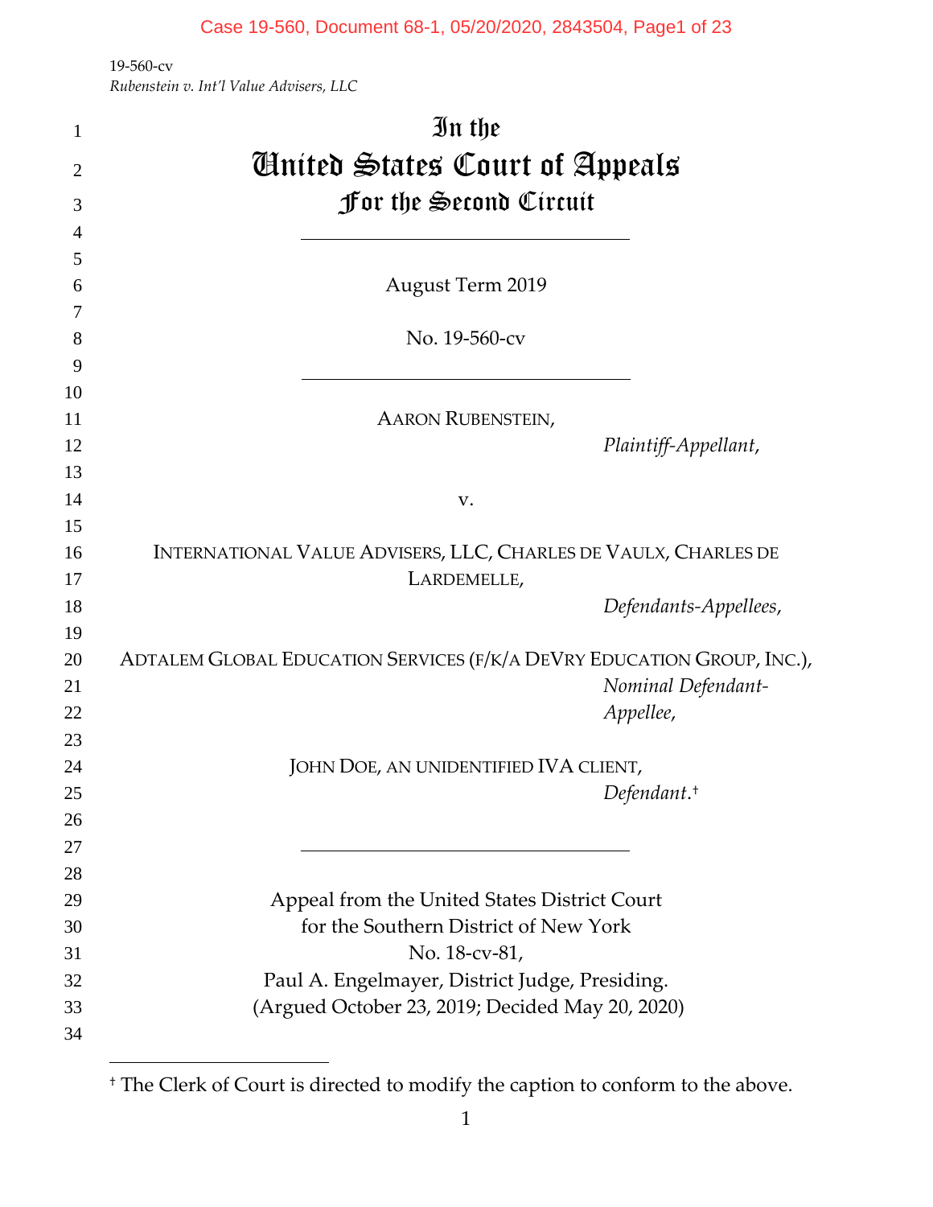19-560-cv
*Rubenstein v. Int'l Value Advisers, LLC*

# In the
# United States Court of Appeals
## For the Second Circuit

---

August Term 2019

No. 19-560-cv

---

AARON RUBENSTEIN,
*Plaintiff-Appellant*,

v.

INTERNATIONAL VALUE ADVISERS, LLC, CHARLES DE VAULX, CHARLES DE LARDEMELLE,
*Defendants-Appellees*,

ADTALEM GLOBAL EDUCATION SERVICES (F/K/A DEVRY EDUCATION GROUP, INC.),
*Nominal Defendant-Appellee*,

JOHN DOE, AN UNIDENTIFIED IVA CLIENT,
*Defendant*.†

---

Appeal from the United States District Court
for the Southern District of New York
No. 18-cv-81,
Paul A. Engelmayer, District Judge, Presiding.
(Argued October 23, 2019; Decided May 20, 2020)

† The Clerk of Court is directed to modify the caption to conform to the above.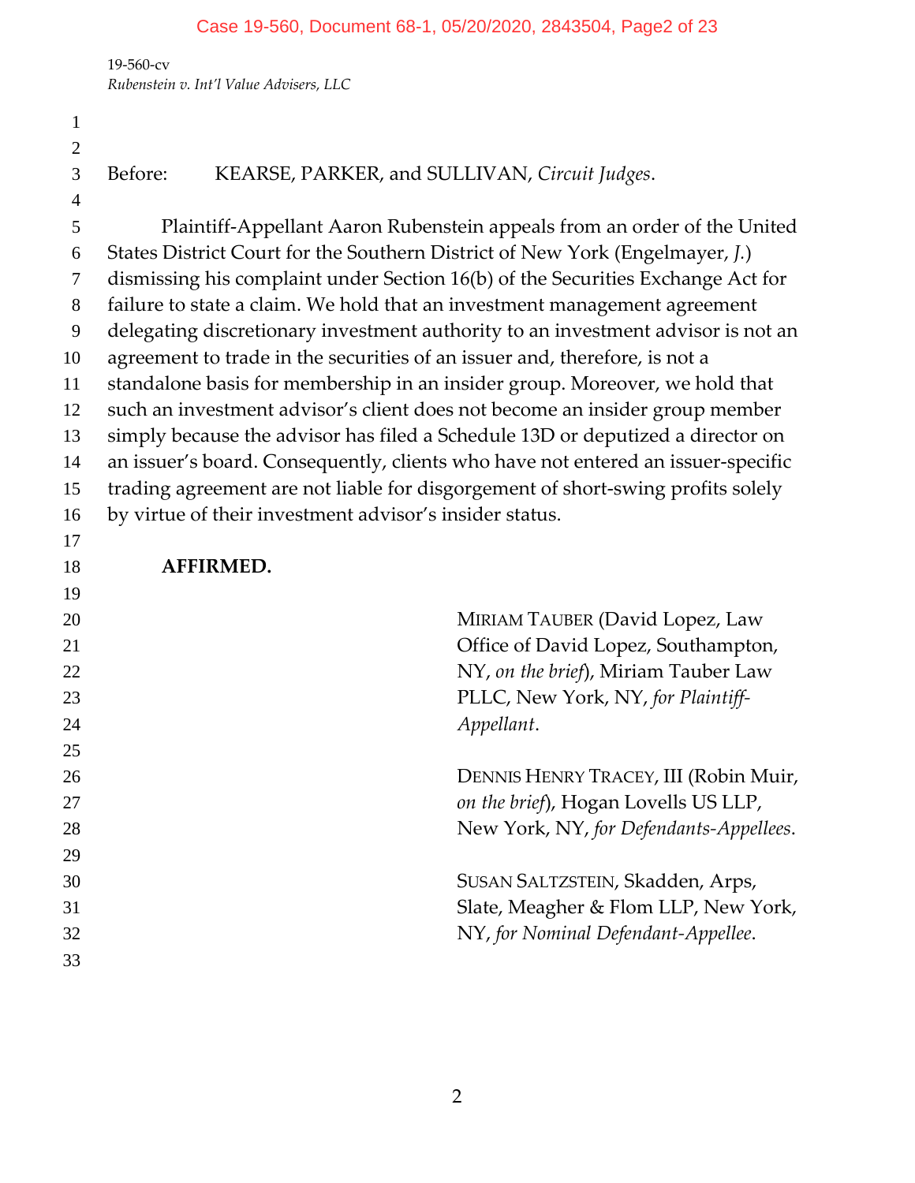Before: KEARSE, PARKER, and SULLIVAN, *Circuit Judges*.

Plaintiff-Appellant Aaron Rubenstein appeals from an order of the United States District Court for the Southern District of New York (Engelmayer, *J.*) dismissing his complaint under Section 16(b) of the Securities Exchange Act for failure to state a claim. We hold that an investment management agreement delegating discretionary investment authority to an investment advisor is not an agreement to trade in the securities of an issuer and, therefore, is not a standalone basis for membership in an insider group. Moreover, we hold that such an investment advisor's client does not become an insider group member simply because the advisor has filed a Schedule 13D or deputized a director on an issuer's board. Consequently, clients who have not entered an issuer-specific trading agreement are not liable for disgorgement of short-swing profits solely by virtue of their investment advisor's insider status.

**AFFIRMED.**

MIRIAM TAUBER (David Lopez, Law Office of David Lopez, Southampton, NY, *on the brief*), Miriam Tauber Law PLLC, New York, NY, *for Plaintiff-Appellant*.

DENNIS HENRY TRACEY, III (Robin Muir, *on the brief*), Hogan Lovells US LLP, New York, NY, *for Defendants-Appellees*.

SUSAN SALTZSTEIN, Skadden, Arps, Slate, Meagher & Flom LLP, New York, NY, *for Nominal Defendant-Appellee*.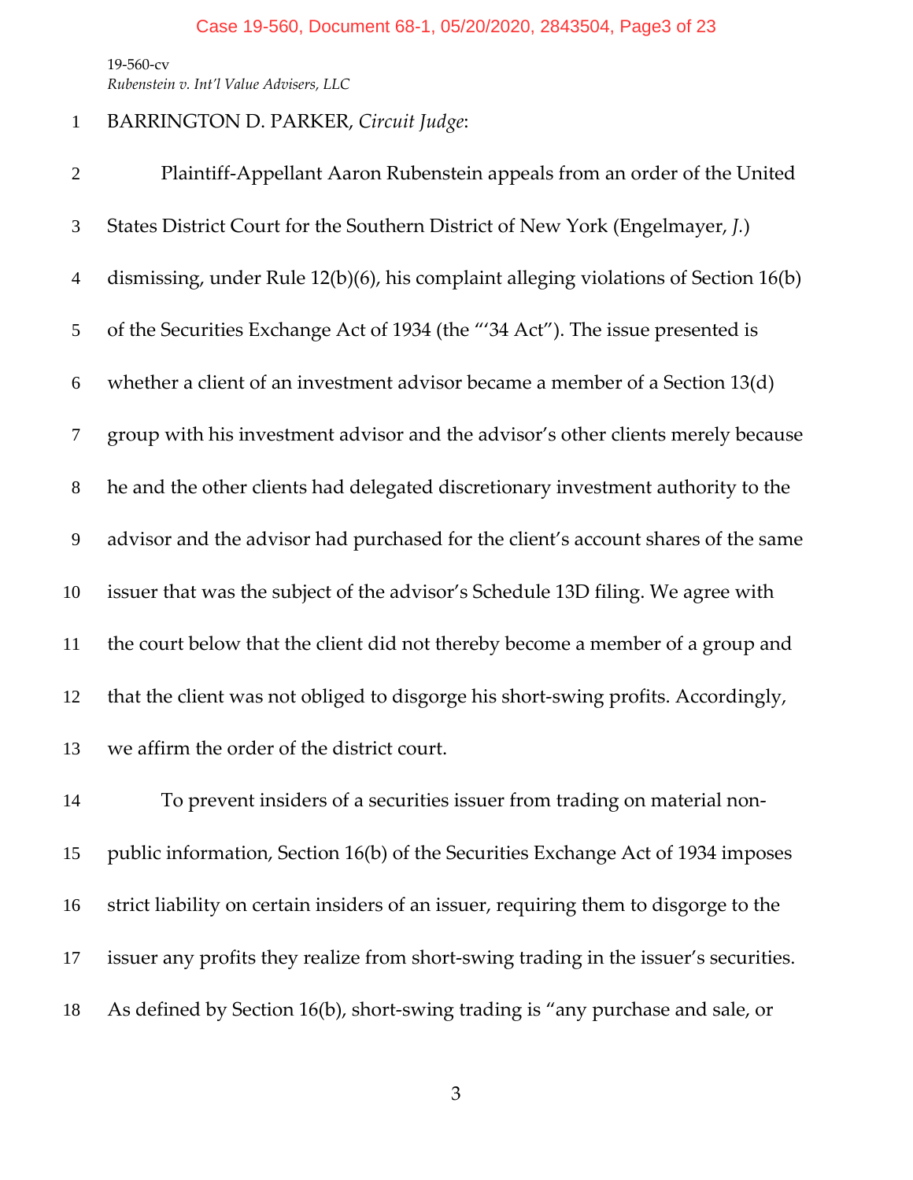BARRINGTON D. PARKER, *Circuit Judge*:

Plaintiff-Appellant Aaron Rubenstein appeals from an order of the United States District Court for the Southern District of New York (Engelmayer, *J.*) dismissing, under Rule 12(b)(6), his complaint alleging violations of Section 16(b) of the Securities Exchange Act of 1934 (the "'34 Act"). The issue presented is whether a client of an investment advisor became a member of a Section 13(d) group with his investment advisor and the advisor's other clients merely because he and the other clients had delegated discretionary investment authority to the advisor and the advisor had purchased for the client's account shares of the same issuer that was the subject of the advisor's Schedule 13D filing. We agree with the court below that the client did not thereby become a member of a group and that the client was not obliged to disgorge his short-swing profits. Accordingly, we affirm the order of the district court.

To prevent insiders of a securities issuer from trading on material non-public information, Section 16(b) of the Securities Exchange Act of 1934 imposes strict liability on certain insiders of an issuer, requiring them to disgorge to the issuer any profits they realize from short-swing trading in the issuer's securities. As defined by Section 16(b), short-swing trading is "any purchase and sale, or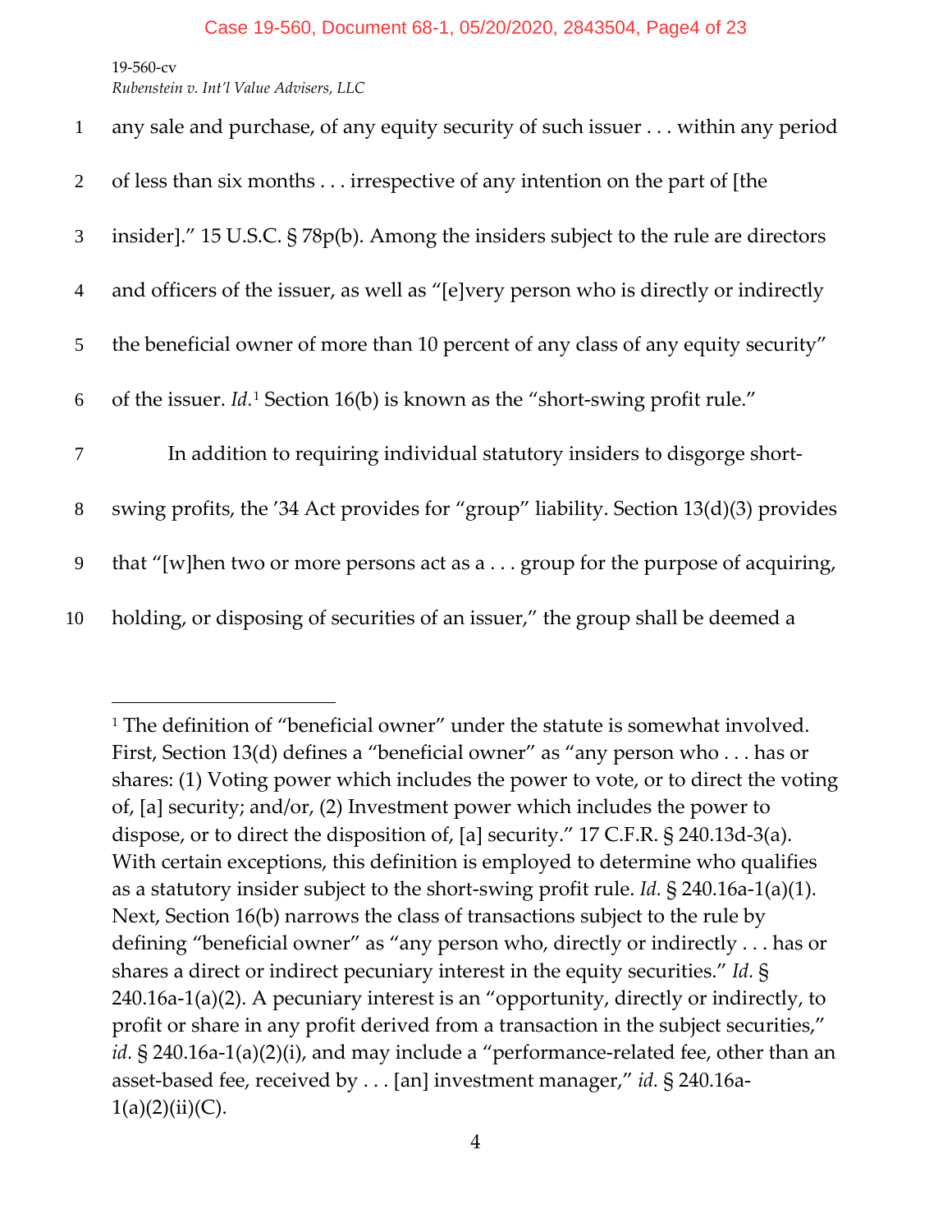any sale and purchase, of any equity security of such issuer . . . within any period of less than six months . . . irrespective of any intention on the part of [the insider]." 15 U.S.C. § 78p(b). Among the insiders subject to the rule are directors and officers of the issuer, as well as "[e]very person who is directly or indirectly the beneficial owner of more than 10 percent of any class of any equity security" of the issuer. *Id.*[1] Section 16(b) is known as the "short-swing profit rule."

In addition to requiring individual statutory insiders to disgorge short-swing profits, the '34 Act provides for "group" liability. Section 13(d)(3) provides that "[w]hen two or more persons act as a . . . group for the purpose of acquiring, holding, or disposing of securities of an issuer," the group shall be deemed a

---

[1] The definition of "beneficial owner" under the statute is somewhat involved. First, Section 13(d) defines a "beneficial owner" as "any person who . . . has or shares: (1) Voting power which includes the power to vote, or to direct the voting of, [a] security; and/or, (2) Investment power which includes the power to dispose, or to direct the disposition of, [a] security." 17 C.F.R. § 240.13d-3(a). With certain exceptions, this definition is employed to determine who qualifies as a statutory insider subject to the short-swing profit rule. *Id.* § 240.16a-1(a)(1). Next, Section 16(b) narrows the class of transactions subject to the rule by defining "beneficial owner" as "any person who, directly or indirectly . . . has or shares a direct or indirect pecuniary interest in the equity securities." *Id.* § 240.16a-1(a)(2). A pecuniary interest is an "opportunity, directly or indirectly, to profit or share in any profit derived from a transaction in the subject securities," *id.* § 240.16a-1(a)(2)(i), and may include a "performance-related fee, other than an asset-based fee, received by . . . [an] investment manager," *id.* § 240.16a-1(a)(2)(ii)(C).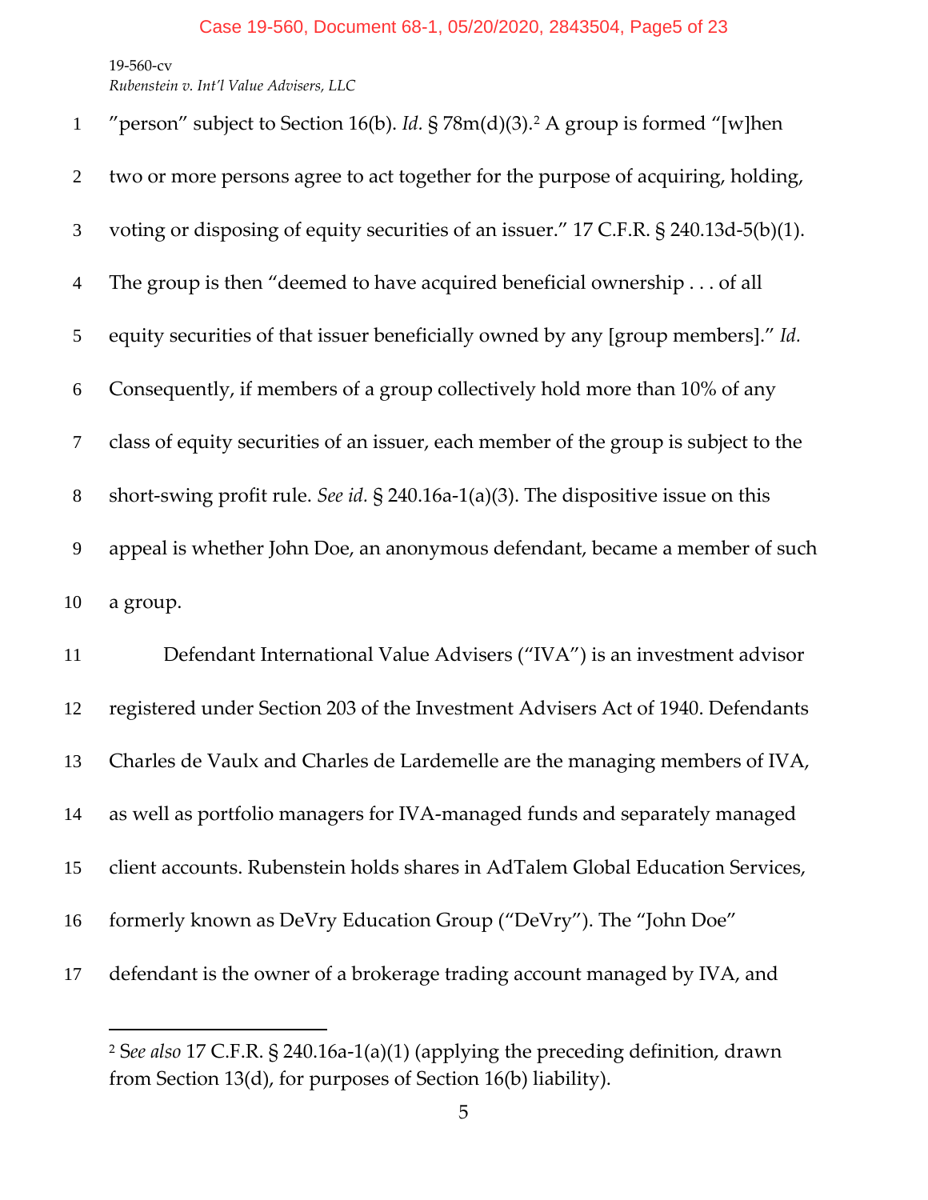"person" subject to Section 16(b). *Id.* § 78m(d)(3).[2] A group is formed "[w]hen two or more persons agree to act together for the purpose of acquiring, holding, voting or disposing of equity securities of an issuer." 17 C.F.R. § 240.13d-5(b)(1). The group is then "deemed to have acquired beneficial ownership . . . of all equity securities of that issuer beneficially owned by any [group members]." *Id.* Consequently, if members of a group collectively hold more than 10% of any class of equity securities of an issuer, each member of the group is subject to the short-swing profit rule. *See id.* § 240.16a-1(a)(3). The dispositive issue on this appeal is whether John Doe, an anonymous defendant, became a member of such a group.

Defendant International Value Advisers ("IVA") is an investment advisor registered under Section 203 of the Investment Advisers Act of 1940. Defendants Charles de Vaulx and Charles de Lardemelle are the managing members of IVA, as well as portfolio managers for IVA-managed funds and separately managed client accounts. Rubenstein holds shares in AdTalem Global Education Services, formerly known as DeVry Education Group ("DeVry"). The "John Doe" defendant is the owner of a brokerage trading account managed by IVA, and

---

[2] *See also* 17 C.F.R. § 240.16a-1(a)(1) (applying the preceding definition, drawn from Section 13(d), for purposes of Section 16(b) liability).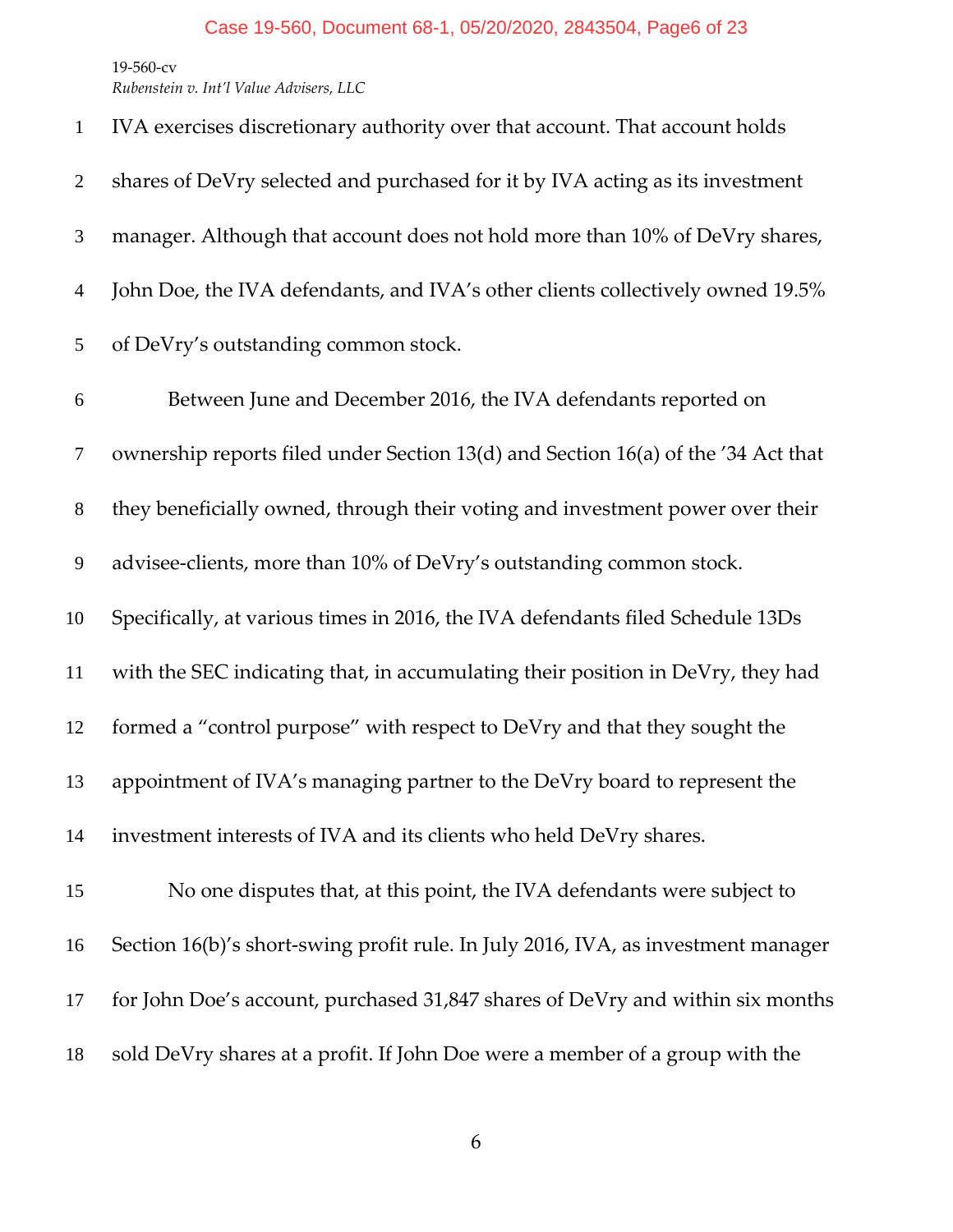IVA exercises discretionary authority over that account. That account holds shares of DeVry selected and purchased for it by IVA acting as its investment manager. Although that account does not hold more than 10% of DeVry shares, John Doe, the IVA defendants, and IVA's other clients collectively owned 19.5% of DeVry's outstanding common stock.

Between June and December 2016, the IVA defendants reported on ownership reports filed under Section 13(d) and Section 16(a) of the '34 Act that they beneficially owned, through their voting and investment power over their advisee-clients, more than 10% of DeVry's outstanding common stock. Specifically, at various times in 2016, the IVA defendants filed Schedule 13Ds with the SEC indicating that, in accumulating their position in DeVry, they had formed a "control purpose" with respect to DeVry and that they sought the appointment of IVA's managing partner to the DeVry board to represent the investment interests of IVA and its clients who held DeVry shares.

No one disputes that, at this point, the IVA defendants were subject to Section 16(b)'s short-swing profit rule. In July 2016, IVA, as investment manager for John Doe's account, purchased 31,847 shares of DeVry and within six months sold DeVry shares at a profit. If John Doe were a member of a group with the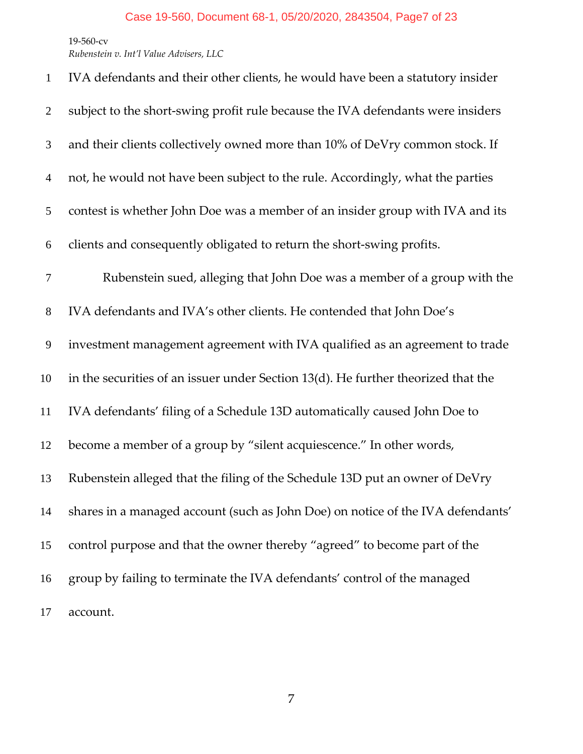IVA defendants and their other clients, he would have been a statutory insider subject to the short-swing profit rule because the IVA defendants were insiders and their clients collectively owned more than 10% of DeVry common stock. If not, he would not have been subject to the rule. Accordingly, what the parties contest is whether John Doe was a member of an insider group with IVA and its clients and consequently obligated to return the short-swing profits.

Rubenstein sued, alleging that John Doe was a member of a group with the IVA defendants and IVA's other clients. He contended that John Doe's investment management agreement with IVA qualified as an agreement to trade in the securities of an issuer under Section 13(d). He further theorized that the IVA defendants' filing of a Schedule 13D automatically caused John Doe to become a member of a group by "silent acquiescence." In other words, Rubenstein alleged that the filing of the Schedule 13D put an owner of DeVry shares in a managed account (such as John Doe) on notice of the IVA defendants' control purpose and that the owner thereby "agreed" to become part of the group by failing to terminate the IVA defendants' control of the managed account.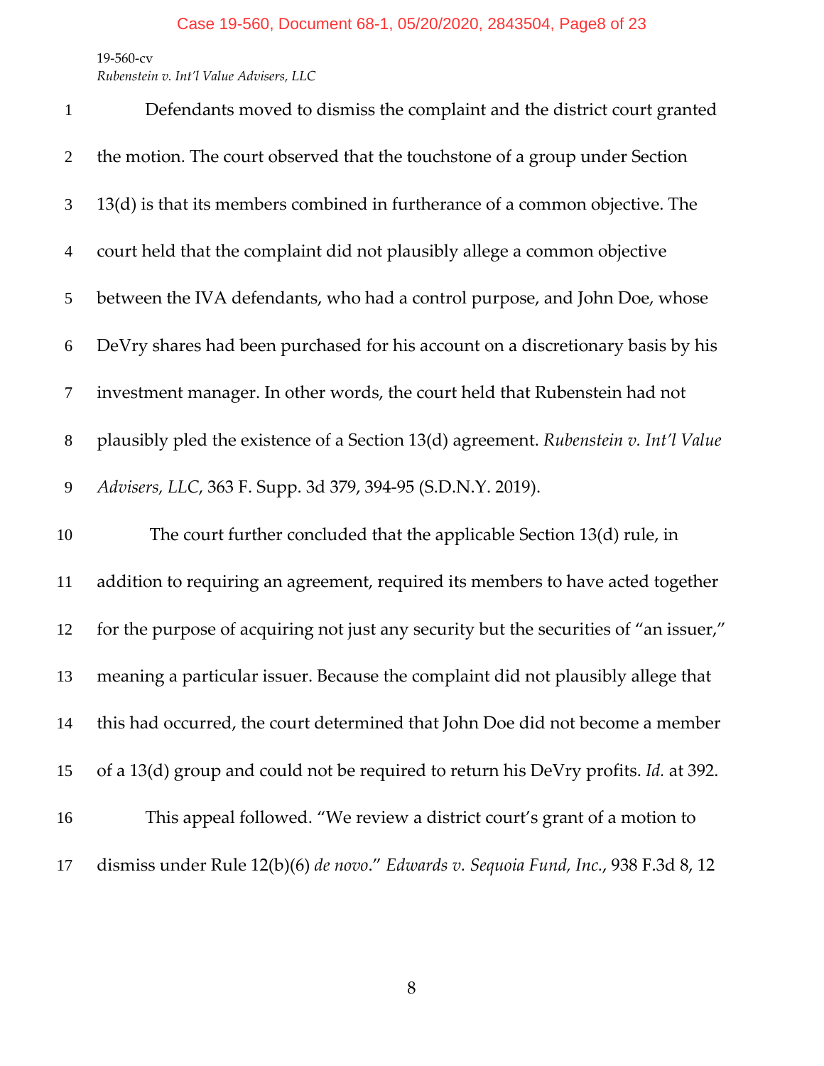Defendants moved to dismiss the complaint and the district court granted the motion. The court observed that the touchstone of a group under Section 13(d) is that its members combined in furtherance of a common objective. The court held that the complaint did not plausibly allege a common objective between the IVA defendants, who had a control purpose, and John Doe, whose DeVry shares had been purchased for his account on a discretionary basis by his investment manager. In other words, the court held that Rubenstein had not plausibly pled the existence of a Section 13(d) agreement. *Rubenstein v. Int'l Value Advisers, LLC*, 363 F. Supp. 3d 379, 394-95 (S.D.N.Y. 2019).

The court further concluded that the applicable Section 13(d) rule, in addition to requiring an agreement, required its members to have acted together for the purpose of acquiring not just any security but the securities of "an issuer," meaning a particular issuer. Because the complaint did not plausibly allege that this had occurred, the court determined that John Doe did not become a member of a 13(d) group and could not be required to return his DeVry profits. *Id.* at 392.

This appeal followed. "We review a district court's grant of a motion to dismiss under Rule 12(b)(6) *de novo*." *Edwards v. Sequoia Fund, Inc.*, 938 F.3d 8, 12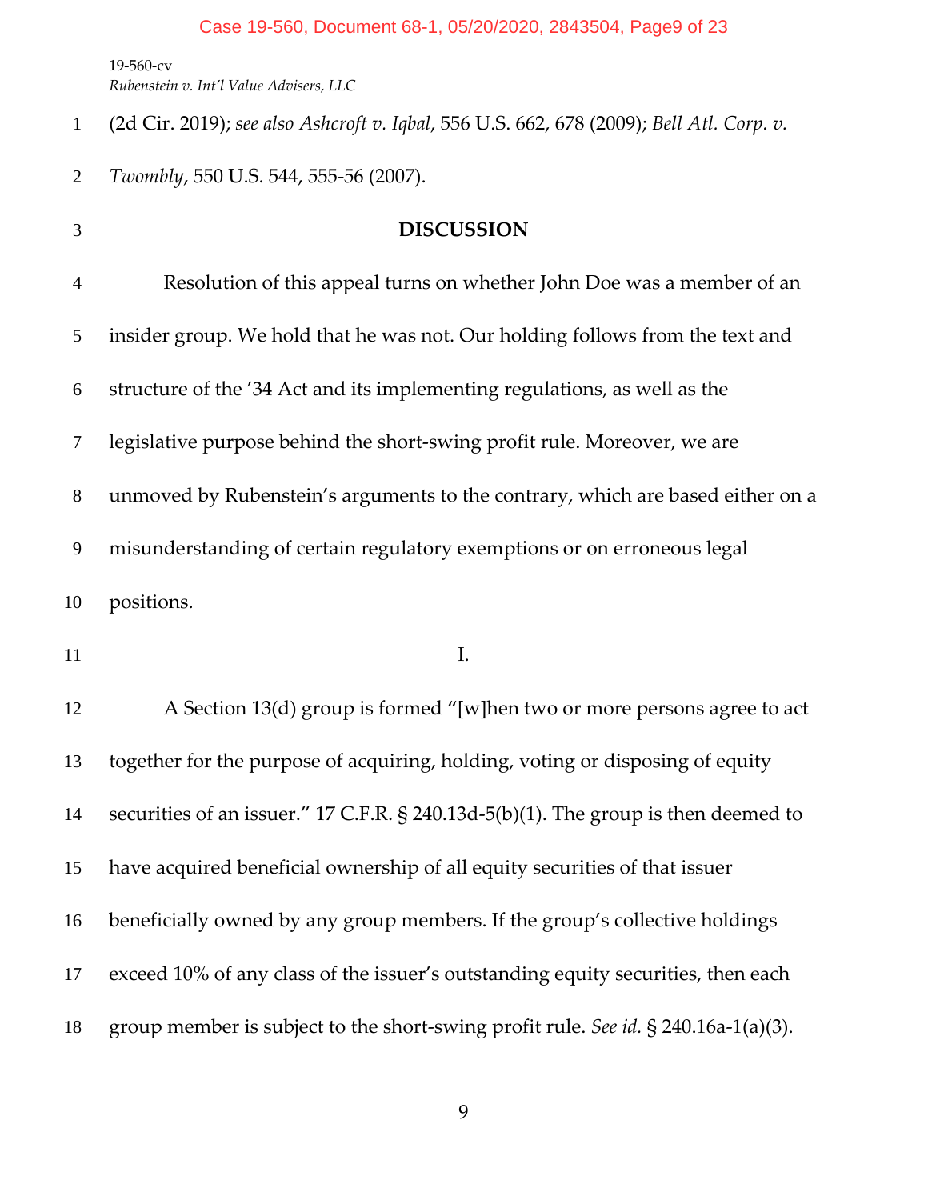(2d Cir. 2019); *see also Ashcroft v. Iqbal*, 556 U.S. 662, 678 (2009); *Bell Atl. Corp. v. Twombly*, 550 U.S. 544, 555-56 (2007).

## DISCUSSION

Resolution of this appeal turns on whether John Doe was a member of an insider group. We hold that he was not. Our holding follows from the text and structure of the '34 Act and its implementing regulations, as well as the legislative purpose behind the short-swing profit rule. Moreover, we are unmoved by Rubenstein's arguments to the contrary, which are based either on a misunderstanding of certain regulatory exemptions or on erroneous legal positions.

### I.

A Section 13(d) group is formed "[w]hen two or more persons agree to act together for the purpose of acquiring, holding, voting or disposing of equity securities of an issuer." 17 C.F.R. § 240.13d-5(b)(1). The group is then deemed to have acquired beneficial ownership of all equity securities of that issuer beneficially owned by any group members. If the group's collective holdings exceed 10% of any class of the issuer's outstanding equity securities, then each group member is subject to the short-swing profit rule. *See id.* § 240.16a-1(a)(3).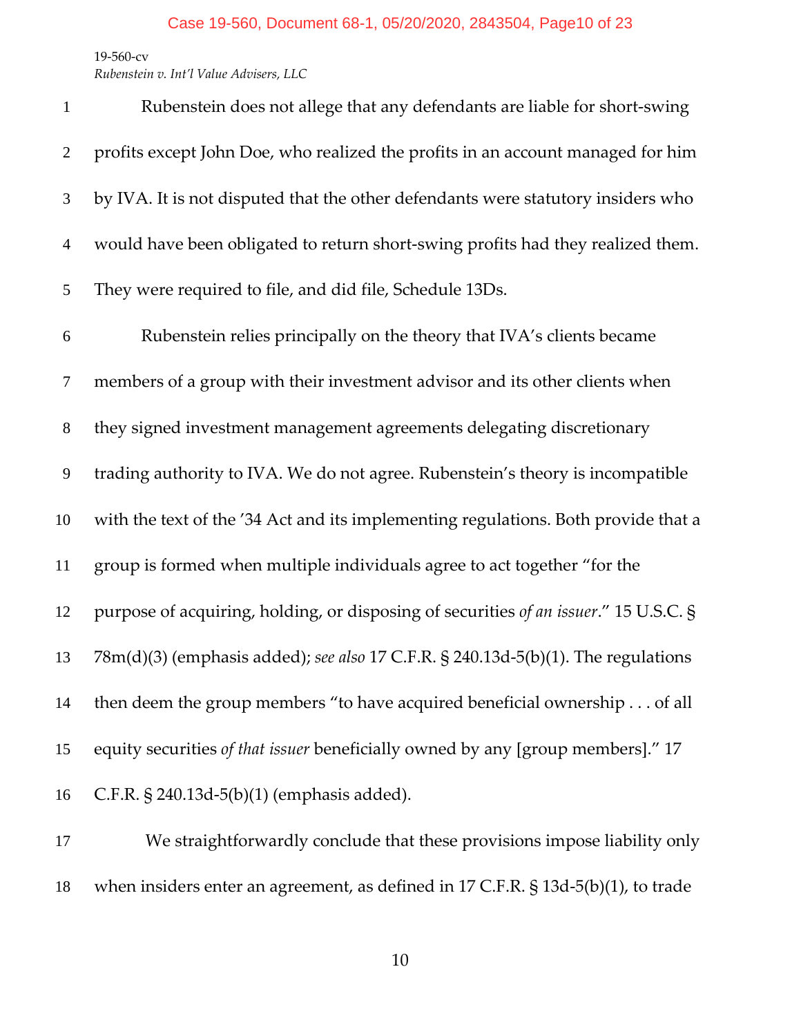Rubenstein does not allege that any defendants are liable for short-swing profits except John Doe, who realized the profits in an account managed for him by IVA. It is not disputed that the other defendants were statutory insiders who would have been obligated to return short-swing profits had they realized them. They were required to file, and did file, Schedule 13Ds.

Rubenstein relies principally on the theory that IVA's clients became members of a group with their investment advisor and its other clients when they signed investment management agreements delegating discretionary trading authority to IVA. We do not agree. Rubenstein's theory is incompatible with the text of the '34 Act and its implementing regulations. Both provide that a group is formed when multiple individuals agree to act together "for the purpose of acquiring, holding, or disposing of securities *of an issuer*." 15 U.S.C. § 78m(d)(3) (emphasis added); *see also* 17 C.F.R. § 240.13d-5(b)(1). The regulations then deem the group members "to have acquired beneficial ownership . . . of all equity securities *of that issuer* beneficially owned by any [group members]." 17 C.F.R. § 240.13d-5(b)(1) (emphasis added).

We straightforwardly conclude that these provisions impose liability only when insiders enter an agreement, as defined in 17 C.F.R. § 13d-5(b)(1), to trade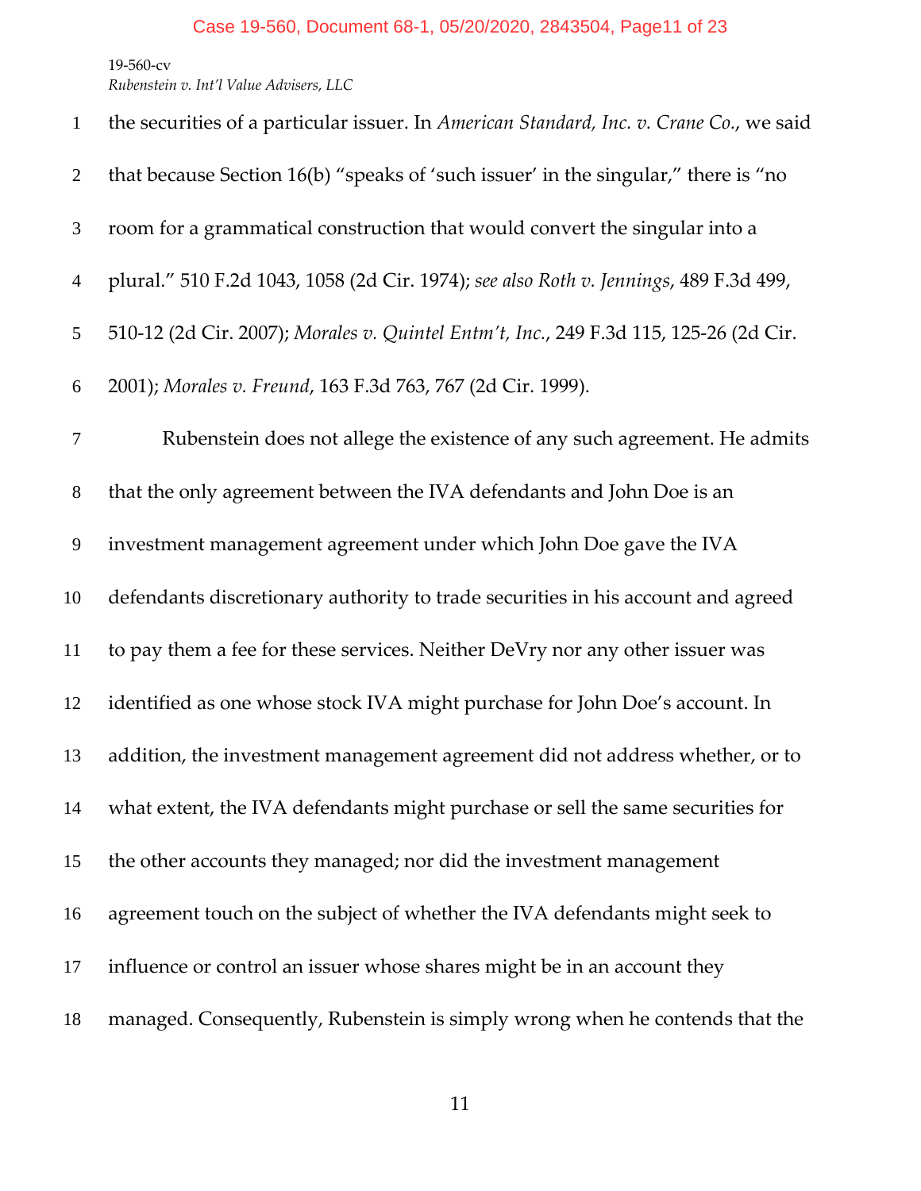the securities of a particular issuer. In *American Standard, Inc. v. Crane Co.*, we said that because Section 16(b) "speaks of 'such issuer' in the singular," there is "no room for a grammatical construction that would convert the singular into a plural." 510 F.2d 1043, 1058 (2d Cir. 1974); *see also Roth v. Jennings*, 489 F.3d 499, 510-12 (2d Cir. 2007); *Morales v. Quintel Entm't, Inc.*, 249 F.3d 115, 125-26 (2d Cir. 2001); *Morales v. Freund*, 163 F.3d 763, 767 (2d Cir. 1999).

Rubenstein does not allege the existence of any such agreement. He admits that the only agreement between the IVA defendants and John Doe is an investment management agreement under which John Doe gave the IVA defendants discretionary authority to trade securities in his account and agreed to pay them a fee for these services. Neither DeVry nor any other issuer was identified as one whose stock IVA might purchase for John Doe's account. In addition, the investment management agreement did not address whether, or to what extent, the IVA defendants might purchase or sell the same securities for the other accounts they managed; nor did the investment management agreement touch on the subject of whether the IVA defendants might seek to influence or control an issuer whose shares might be in an account they managed. Consequently, Rubenstein is simply wrong when he contends that the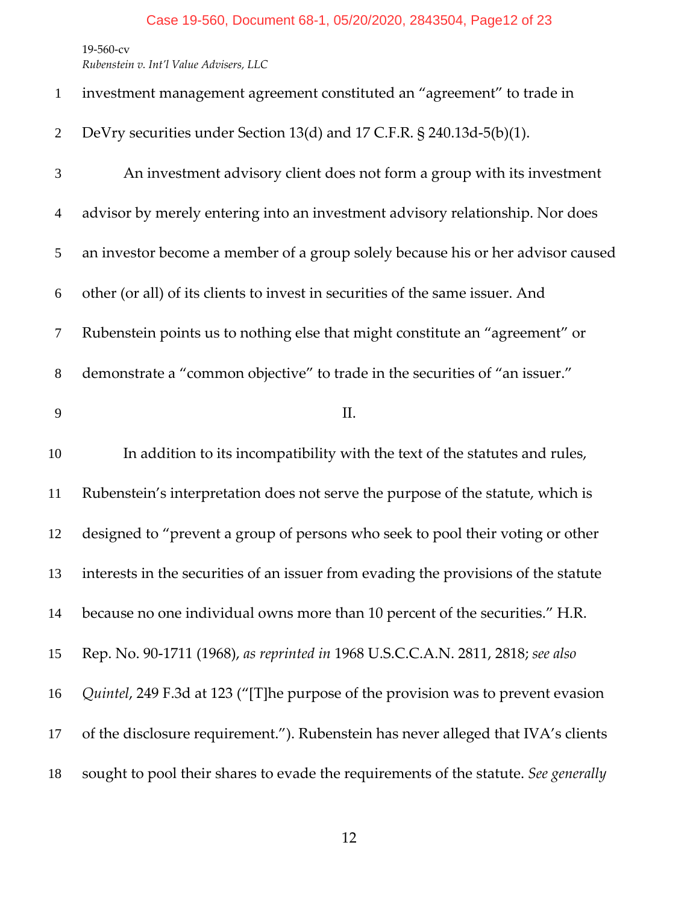investment management agreement constituted an "agreement" to trade in DeVry securities under Section 13(d) and 17 C.F.R. § 240.13d-5(b)(1).

An investment advisory client does not form a group with its investment advisor by merely entering into an investment advisory relationship. Nor does an investor become a member of a group solely because his or her advisor caused other (or all) of its clients to invest in securities of the same issuer. And Rubenstein points us to nothing else that might constitute an "agreement" or demonstrate a "common objective" to trade in the securities of "an issuer."

## II.

In addition to its incompatibility with the text of the statutes and rules, Rubenstein's interpretation does not serve the purpose of the statute, which is designed to "prevent a group of persons who seek to pool their voting or other interests in the securities of an issuer from evading the provisions of the statute because no one individual owns more than 10 percent of the securities." H.R. Rep. No. 90-1711 (1968), *as reprinted in* 1968 U.S.C.C.A.N. 2811, 2818; *see also Quintel*, 249 F.3d at 123 ("[T]he purpose of the provision was to prevent evasion of the disclosure requirement."). Rubenstein has never alleged that IVA's clients sought to pool their shares to evade the requirements of the statute. *See generally*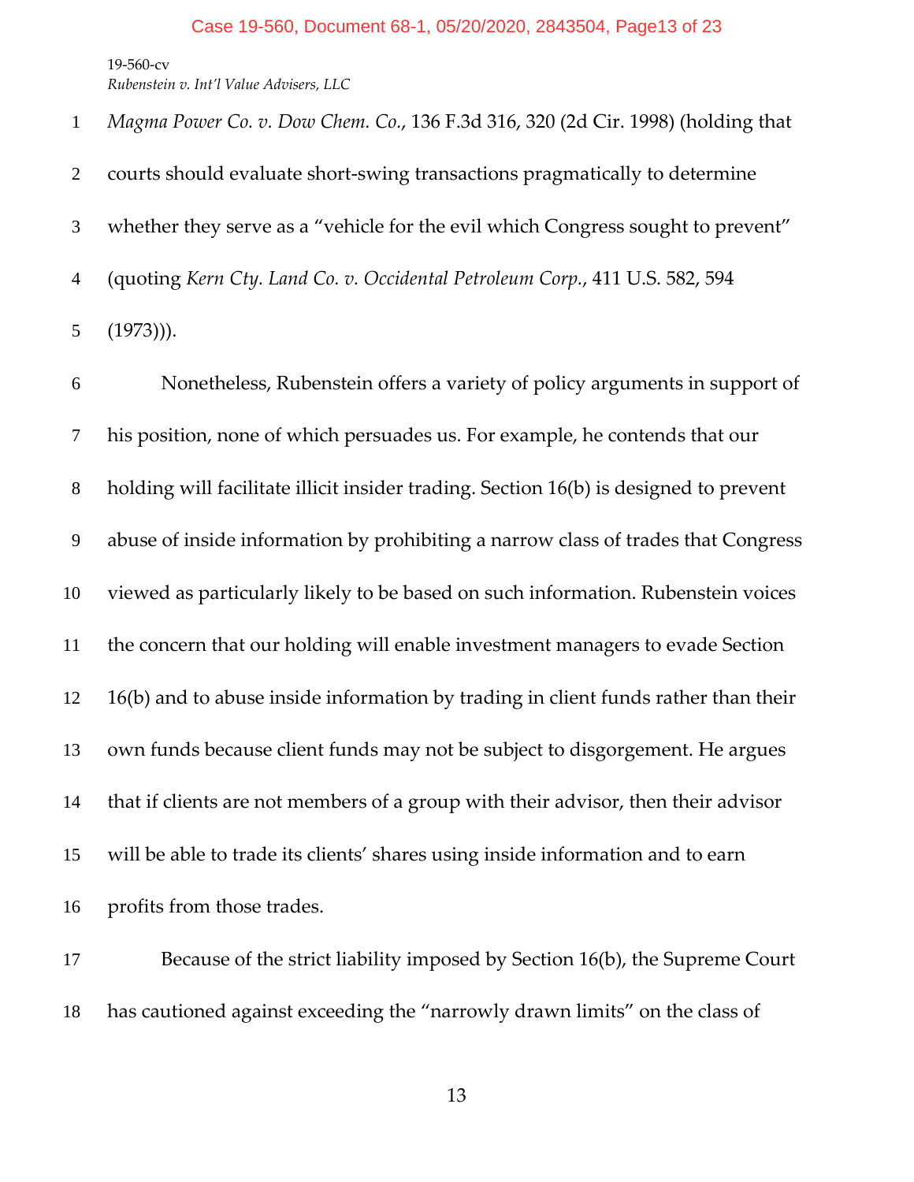*Magma Power Co. v. Dow Chem. Co.*, 136 F.3d 316, 320 (2d Cir. 1998) (holding that courts should evaluate short-swing transactions pragmatically to determine whether they serve as a "vehicle for the evil which Congress sought to prevent" (quoting *Kern Cty. Land Co. v. Occidental Petroleum Corp.*, 411 U.S. 582, 594 (1973))).

Nonetheless, Rubenstein offers a variety of policy arguments in support of his position, none of which persuades us. For example, he contends that our holding will facilitate illicit insider trading. Section 16(b) is designed to prevent abuse of inside information by prohibiting a narrow class of trades that Congress viewed as particularly likely to be based on such information. Rubenstein voices the concern that our holding will enable investment managers to evade Section 16(b) and to abuse inside information by trading in client funds rather than their own funds because client funds may not be subject to disgorgement. He argues that if clients are not members of a group with their advisor, then their advisor will be able to trade its clients' shares using inside information and to earn profits from those trades.

Because of the strict liability imposed by Section 16(b), the Supreme Court has cautioned against exceeding the "narrowly drawn limits" on the class of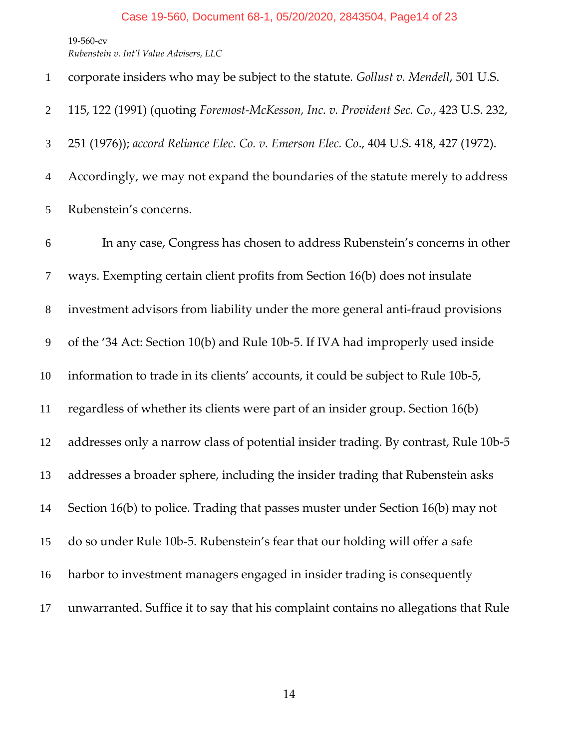corporate insiders who may be subject to the statute. *Gollust v. Mendell*, 501 U.S. 115, 122 (1991) (quoting *Foremost-McKesson, Inc. v. Provident Sec. Co.*, 423 U.S. 232, 251 (1976)); *accord Reliance Elec. Co. v. Emerson Elec. Co*., 404 U.S. 418, 427 (1972). Accordingly, we may not expand the boundaries of the statute merely to address Rubenstein's concerns.

In any case, Congress has chosen to address Rubenstein's concerns in other ways. Exempting certain client profits from Section 16(b) does not insulate investment advisors from liability under the more general anti-fraud provisions of the '34 Act: Section 10(b) and Rule 10b-5. If IVA had improperly used inside information to trade in its clients' accounts, it could be subject to Rule 10b-5, regardless of whether its clients were part of an insider group. Section 16(b) addresses only a narrow class of potential insider trading. By contrast, Rule 10b-5 addresses a broader sphere, including the insider trading that Rubenstein asks Section 16(b) to police. Trading that passes muster under Section 16(b) may not do so under Rule 10b-5. Rubenstein's fear that our holding will offer a safe harbor to investment managers engaged in insider trading is consequently unwarranted. Suffice it to say that his complaint contains no allegations that Rule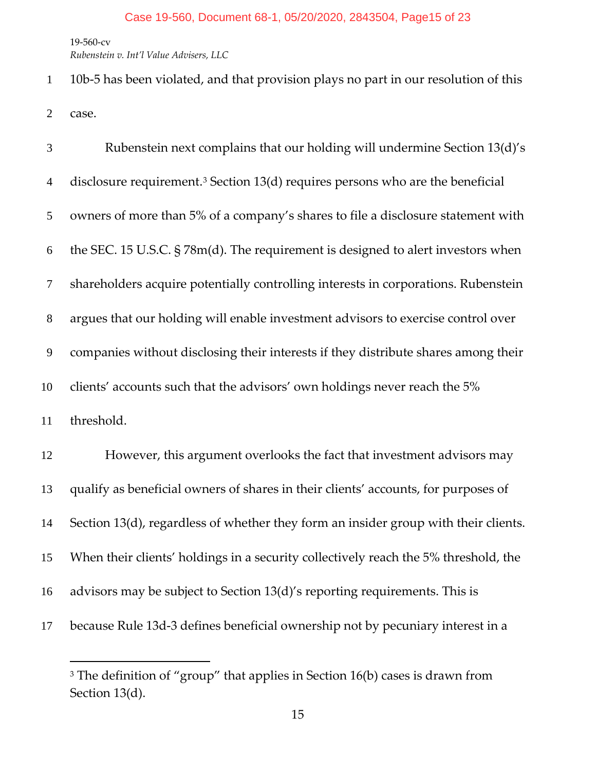10b-5 has been violated, and that provision plays no part in our resolution of this case.

Rubenstein next complains that our holding will undermine Section 13(d)'s disclosure requirement.[3] Section 13(d) requires persons who are the beneficial owners of more than 5% of a company's shares to file a disclosure statement with the SEC. 15 U.S.C. § 78m(d). The requirement is designed to alert investors when shareholders acquire potentially controlling interests in corporations. Rubenstein argues that our holding will enable investment advisors to exercise control over companies without disclosing their interests if they distribute shares among their clients' accounts such that the advisors' own holdings never reach the 5% threshold.

However, this argument overlooks the fact that investment advisors may qualify as beneficial owners of shares in their clients' accounts, for purposes of Section 13(d), regardless of whether they form an insider group with their clients. When their clients' holdings in a security collectively reach the 5% threshold, the advisors may be subject to Section 13(d)'s reporting requirements. This is because Rule 13d-3 defines beneficial ownership not by pecuniary interest in a

---

[3] The definition of "group" that applies in Section 16(b) cases is drawn from Section 13(d).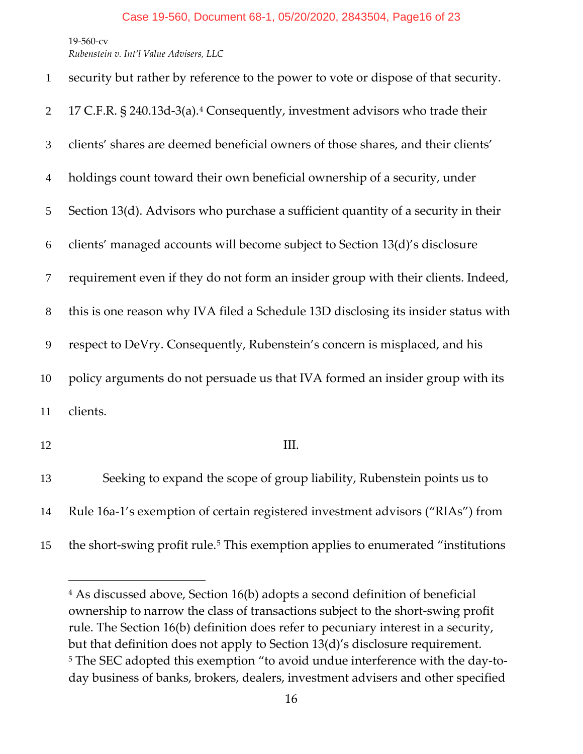security but rather by reference to the power to vote or dispose of that security. 17 C.F.R. § 240.13d-3(a).[4] Consequently, investment advisors who trade their clients' shares are deemed beneficial owners of those shares, and their clients' holdings count toward their own beneficial ownership of a security, under Section 13(d). Advisors who purchase a sufficient quantity of a security in their clients' managed accounts will become subject to Section 13(d)'s disclosure requirement even if they do not form an insider group with their clients. Indeed, this is one reason why IVA filed a Schedule 13D disclosing its insider status with respect to DeVry. Consequently, Rubenstein's concern is misplaced, and his policy arguments do not persuade us that IVA formed an insider group with its clients.

## III.

Seeking to expand the scope of group liability, Rubenstein points us to Rule 16a-1's exemption of certain registered investment advisors ("RIAs") from the short-swing profit rule.[5] This exemption applies to enumerated "institutions

---

[4] As discussed above, Section 16(b) adopts a second definition of beneficial ownership to narrow the class of transactions subject to the short-swing profit rule. The Section 16(b) definition does refer to pecuniary interest in a security, but that definition does not apply to Section 13(d)'s disclosure requirement.

[5] The SEC adopted this exemption "to avoid undue interference with the day-to-day business of banks, brokers, dealers, investment advisers and other specified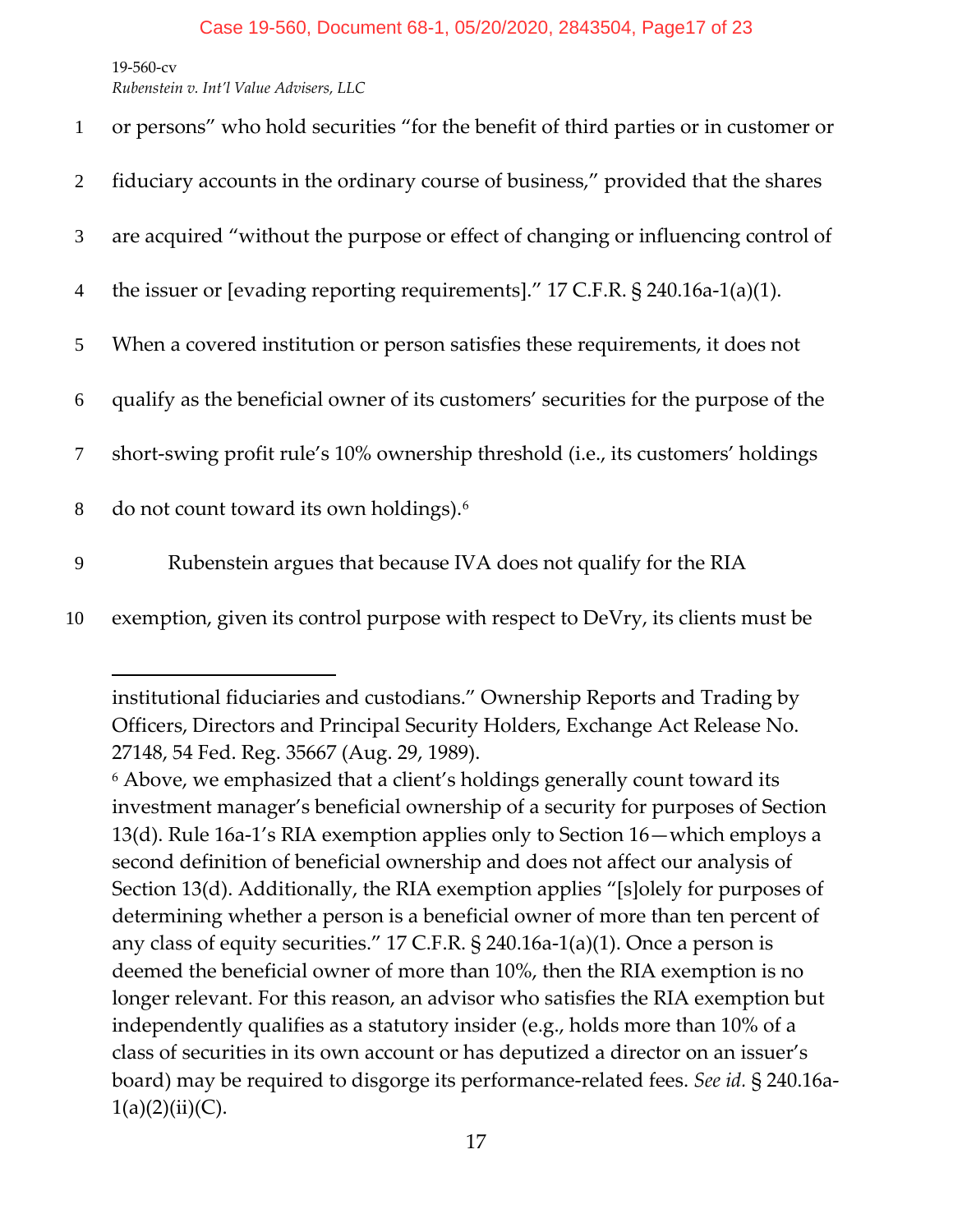or persons" who hold securities "for the benefit of third parties or in customer or fiduciary accounts in the ordinary course of business," provided that the shares are acquired "without the purpose or effect of changing or influencing control of the issuer or [evading reporting requirements]." 17 C.F.R. § 240.16a-1(a)(1). When a covered institution or person satisfies these requirements, it does not qualify as the beneficial owner of its customers' securities for the purpose of the short-swing profit rule's 10% ownership threshold (i.e., its customers' holdings do not count toward its own holdings).[6]

Rubenstein argues that because IVA does not qualify for the RIA exemption, given its control purpose with respect to DeVry, its clients must be

---

institutional fiduciaries and custodians." Ownership Reports and Trading by Officers, Directors and Principal Security Holders, Exchange Act Release No. 27148, 54 Fed. Reg. 35667 (Aug. 29, 1989).

[6] Above, we emphasized that a client's holdings generally count toward its investment manager's beneficial ownership of a security for purposes of Section 13(d). Rule 16a-1's RIA exemption applies only to Section 16—which employs a second definition of beneficial ownership and does not affect our analysis of Section 13(d). Additionally, the RIA exemption applies "[s]olely for purposes of determining whether a person is a beneficial owner of more than ten percent of any class of equity securities." 17 C.F.R. § 240.16a-1(a)(1). Once a person is deemed the beneficial owner of more than 10%, then the RIA exemption is no longer relevant. For this reason, an advisor who satisfies the RIA exemption but independently qualifies as a statutory insider (e.g., holds more than 10% of a class of securities in its own account or has deputized a director on an issuer's board) may be required to disgorge its performance-related fees. *See id.* § 240.16a-1(a)(2)(ii)(C).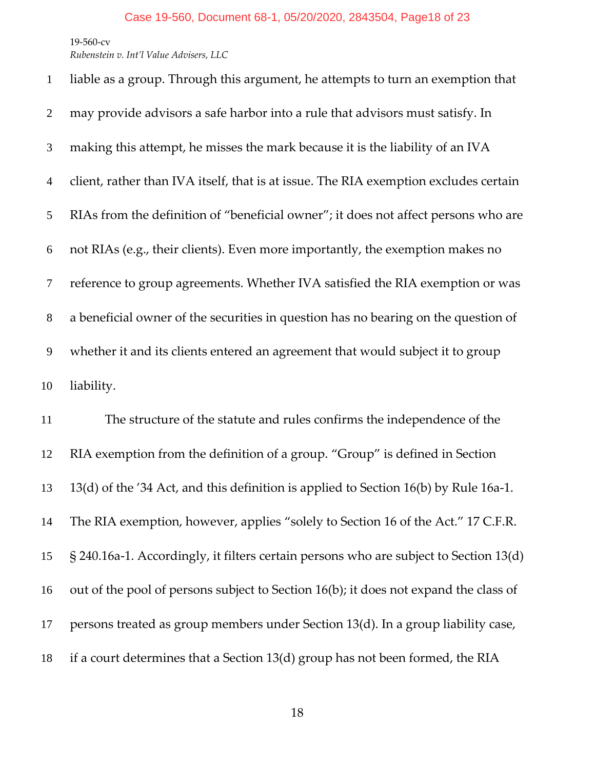liable as a group. Through this argument, he attempts to turn an exemption that may provide advisors a safe harbor into a rule that advisors must satisfy. In making this attempt, he misses the mark because it is the liability of an IVA client, rather than IVA itself, that is at issue. The RIA exemption excludes certain RIAs from the definition of "beneficial owner"; it does not affect persons who are not RIAs (e.g., their clients). Even more importantly, the exemption makes no reference to group agreements. Whether IVA satisfied the RIA exemption or was a beneficial owner of the securities in question has no bearing on the question of whether it and its clients entered an agreement that would subject it to group liability.

The structure of the statute and rules confirms the independence of the RIA exemption from the definition of a group. "Group" is defined in Section 13(d) of the '34 Act, and this definition is applied to Section 16(b) by Rule 16a-1. The RIA exemption, however, applies "solely to Section 16 of the Act." 17 C.F.R. § 240.16a-1. Accordingly, it filters certain persons who are subject to Section 13(d) out of the pool of persons subject to Section 16(b); it does not expand the class of persons treated as group members under Section 13(d). In a group liability case, if a court determines that a Section 13(d) group has not been formed, the RIA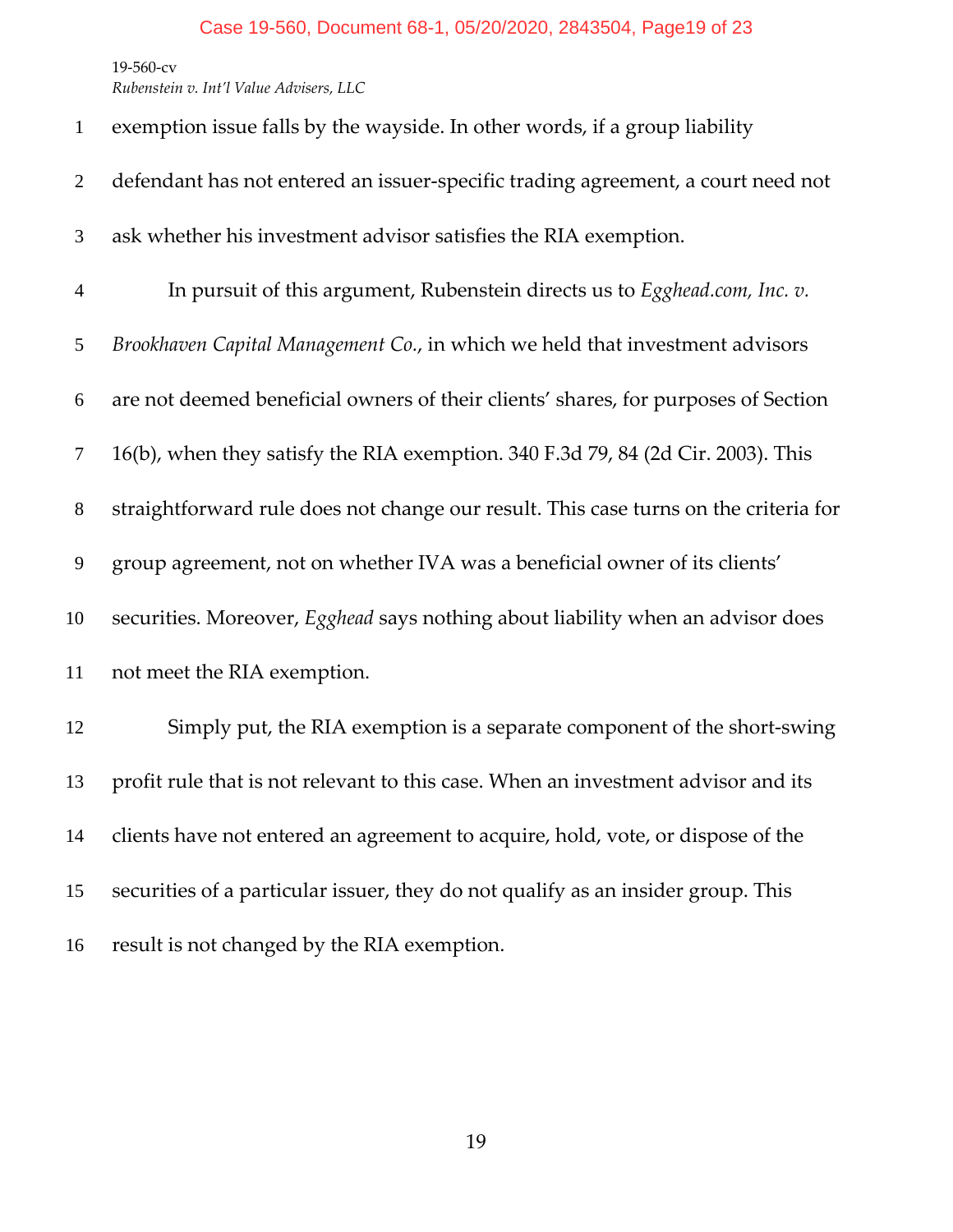exemption issue falls by the wayside. In other words, if a group liability defendant has not entered an issuer-specific trading agreement, a court need not ask whether his investment advisor satisfies the RIA exemption.

In pursuit of this argument, Rubenstein directs us to *Egghead.com, Inc. v. Brookhaven Capital Management Co.*, in which we held that investment advisors are not deemed beneficial owners of their clients' shares, for purposes of Section 16(b), when they satisfy the RIA exemption. 340 F.3d 79, 84 (2d Cir. 2003). This straightforward rule does not change our result. This case turns on the criteria for group agreement, not on whether IVA was a beneficial owner of its clients' securities. Moreover, *Egghead* says nothing about liability when an advisor does not meet the RIA exemption.

Simply put, the RIA exemption is a separate component of the short-swing profit rule that is not relevant to this case. When an investment advisor and its clients have not entered an agreement to acquire, hold, vote, or dispose of the securities of a particular issuer, they do not qualify as an insider group. This result is not changed by the RIA exemption.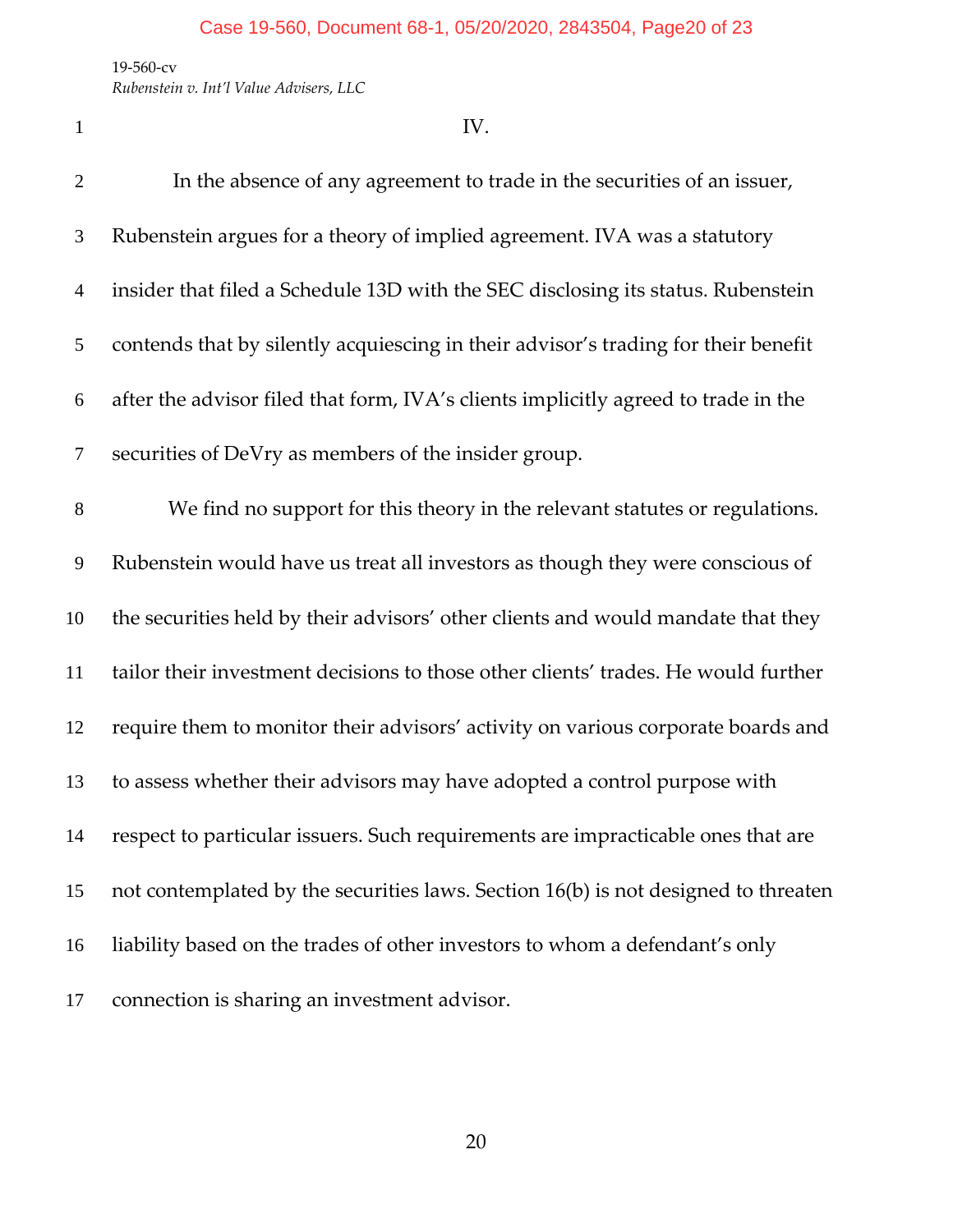IV.

In the absence of any agreement to trade in the securities of an issuer, Rubenstein argues for a theory of implied agreement. IVA was a statutory insider that filed a Schedule 13D with the SEC disclosing its status. Rubenstein contends that by silently acquiescing in their advisor's trading for their benefit after the advisor filed that form, IVA's clients implicitly agreed to trade in the securities of DeVry as members of the insider group.

We find no support for this theory in the relevant statutes or regulations. Rubenstein would have us treat all investors as though they were conscious of the securities held by their advisors' other clients and would mandate that they tailor their investment decisions to those other clients' trades. He would further require them to monitor their advisors' activity on various corporate boards and to assess whether their advisors may have adopted a control purpose with respect to particular issuers. Such requirements are impracticable ones that are not contemplated by the securities laws. Section 16(b) is not designed to threaten liability based on the trades of other investors to whom a defendant's only connection is sharing an investment advisor.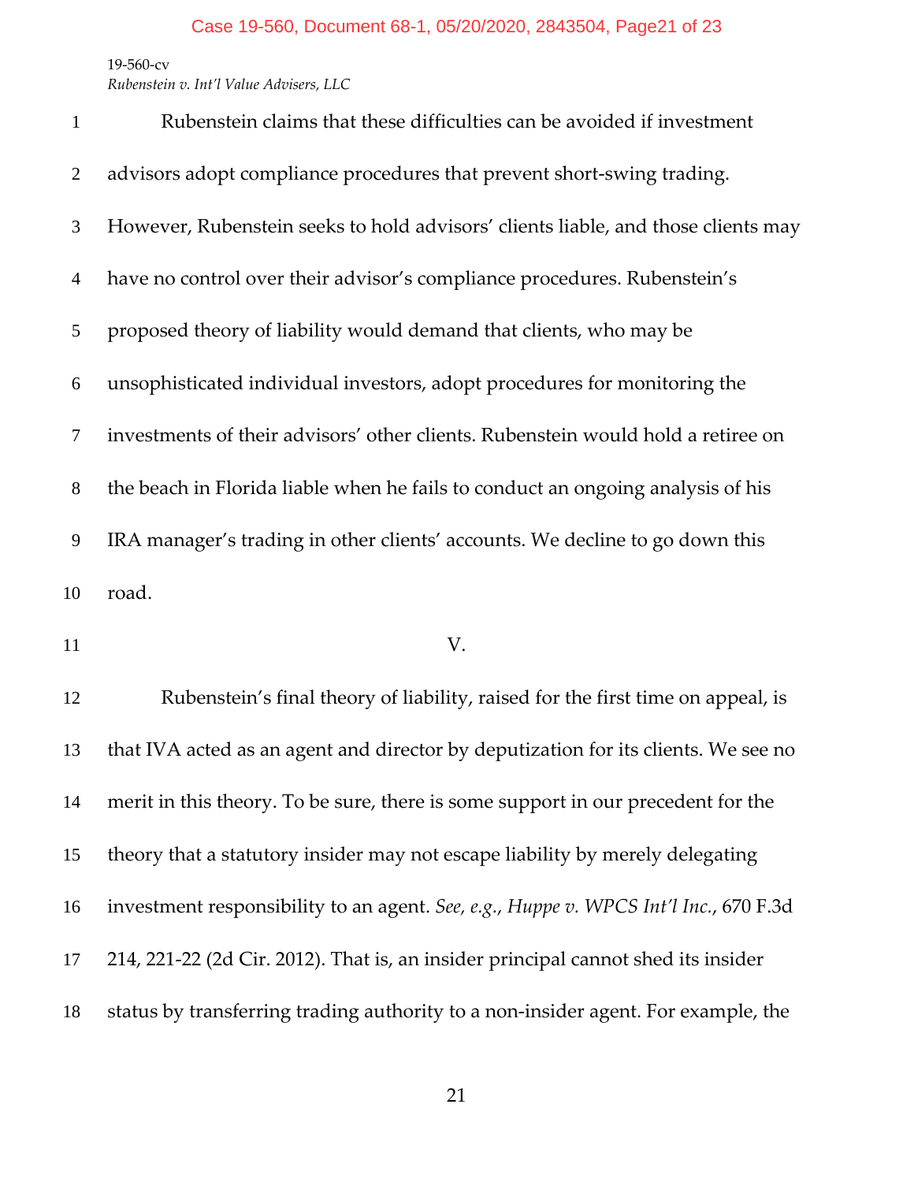Rubenstein claims that these difficulties can be avoided if investment advisors adopt compliance procedures that prevent short-swing trading. However, Rubenstein seeks to hold advisors' clients liable, and those clients may have no control over their advisor's compliance procedures. Rubenstein's proposed theory of liability would demand that clients, who may be unsophisticated individual investors, adopt procedures for monitoring the investments of their advisors' other clients. Rubenstein would hold a retiree on the beach in Florida liable when he fails to conduct an ongoing analysis of his IRA manager's trading in other clients' accounts. We decline to go down this road.

## V.

Rubenstein's final theory of liability, raised for the first time on appeal, is that IVA acted as an agent and director by deputization for its clients. We see no merit in this theory. To be sure, there is some support in our precedent for the theory that a statutory insider may not escape liability by merely delegating investment responsibility to an agent. *See, e.g.*, *Huppe v. WPCS Int'l Inc.*, 670 F.3d 214, 221-22 (2d Cir. 2012). That is, an insider principal cannot shed its insider status by transferring trading authority to a non-insider agent. For example, the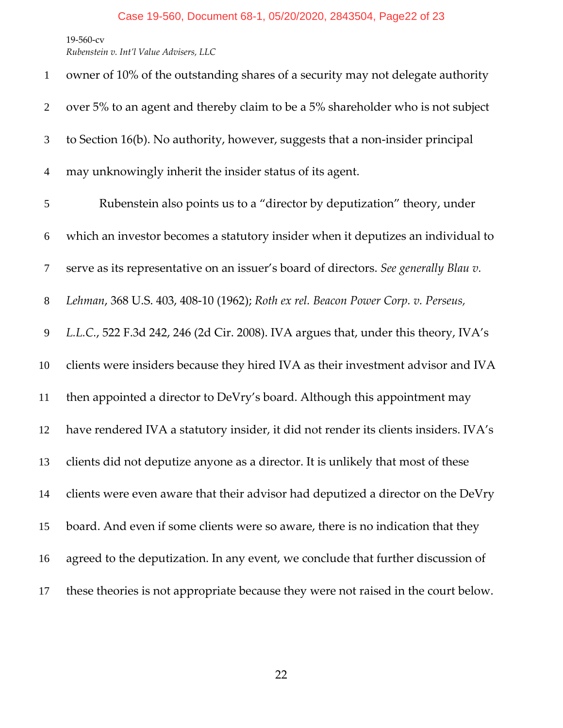owner of 10% of the outstanding shares of a security may not delegate authority over 5% to an agent and thereby claim to be a 5% shareholder who is not subject to Section 16(b). No authority, however, suggests that a non-insider principal may unknowingly inherit the insider status of its agent.

Rubenstein also points us to a "director by deputization" theory, under which an investor becomes a statutory insider when it deputizes an individual to serve as its representative on an issuer's board of directors. *See generally Blau v. Lehman*, 368 U.S. 403, 408-10 (1962); *Roth ex rel. Beacon Power Corp. v. Perseus, L.L.C.*, 522 F.3d 242, 246 (2d Cir. 2008). IVA argues that, under this theory, IVA's clients were insiders because they hired IVA as their investment advisor and IVA then appointed a director to DeVry's board. Although this appointment may have rendered IVA a statutory insider, it did not render its clients insiders. IVA's clients did not deputize anyone as a director. It is unlikely that most of these clients were even aware that their advisor had deputized a director on the DeVry board. And even if some clients were so aware, there is no indication that they agreed to the deputization. In any event, we conclude that further discussion of these theories is not appropriate because they were not raised in the court below.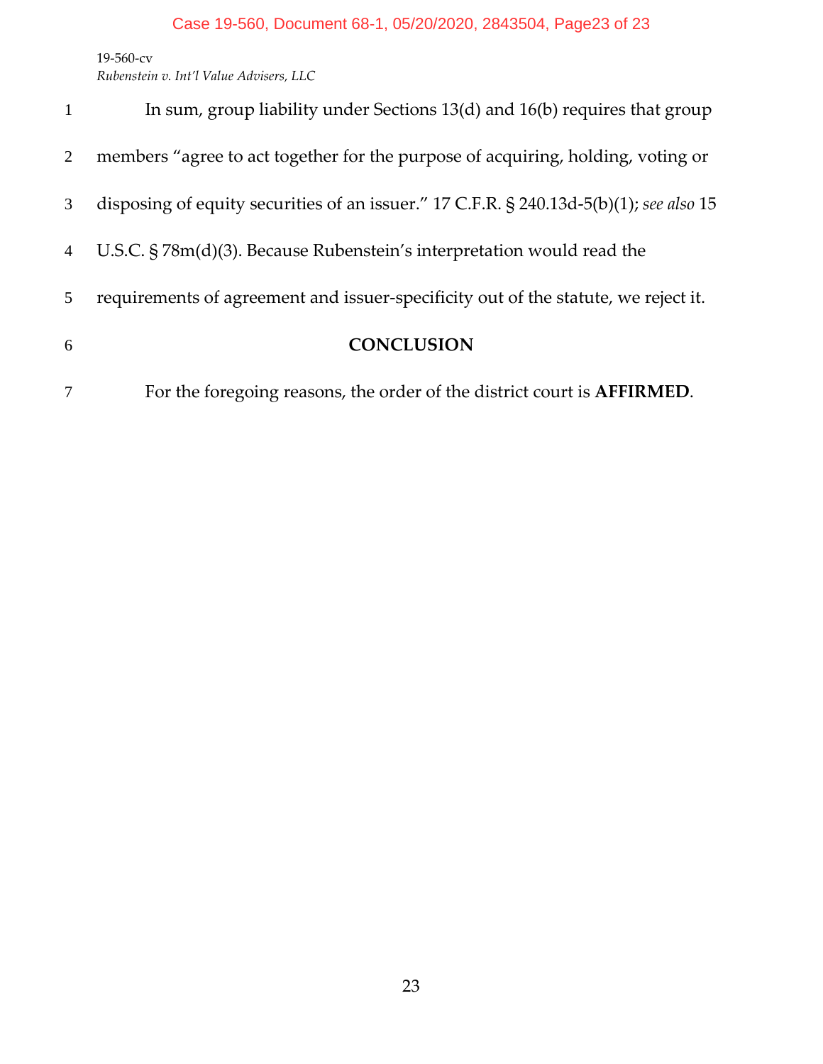In sum, group liability under Sections 13(d) and 16(b) requires that group members "agree to act together for the purpose of acquiring, holding, voting or disposing of equity securities of an issuer." 17 C.F.R. § 240.13d-5(b)(1); *see also* 15 U.S.C. § 78m(d)(3). Because Rubenstein's interpretation would read the requirements of agreement and issuer-specificity out of the statute, we reject it.

## CONCLUSION

For the foregoing reasons, the order of the district court is **AFFIRMED**.